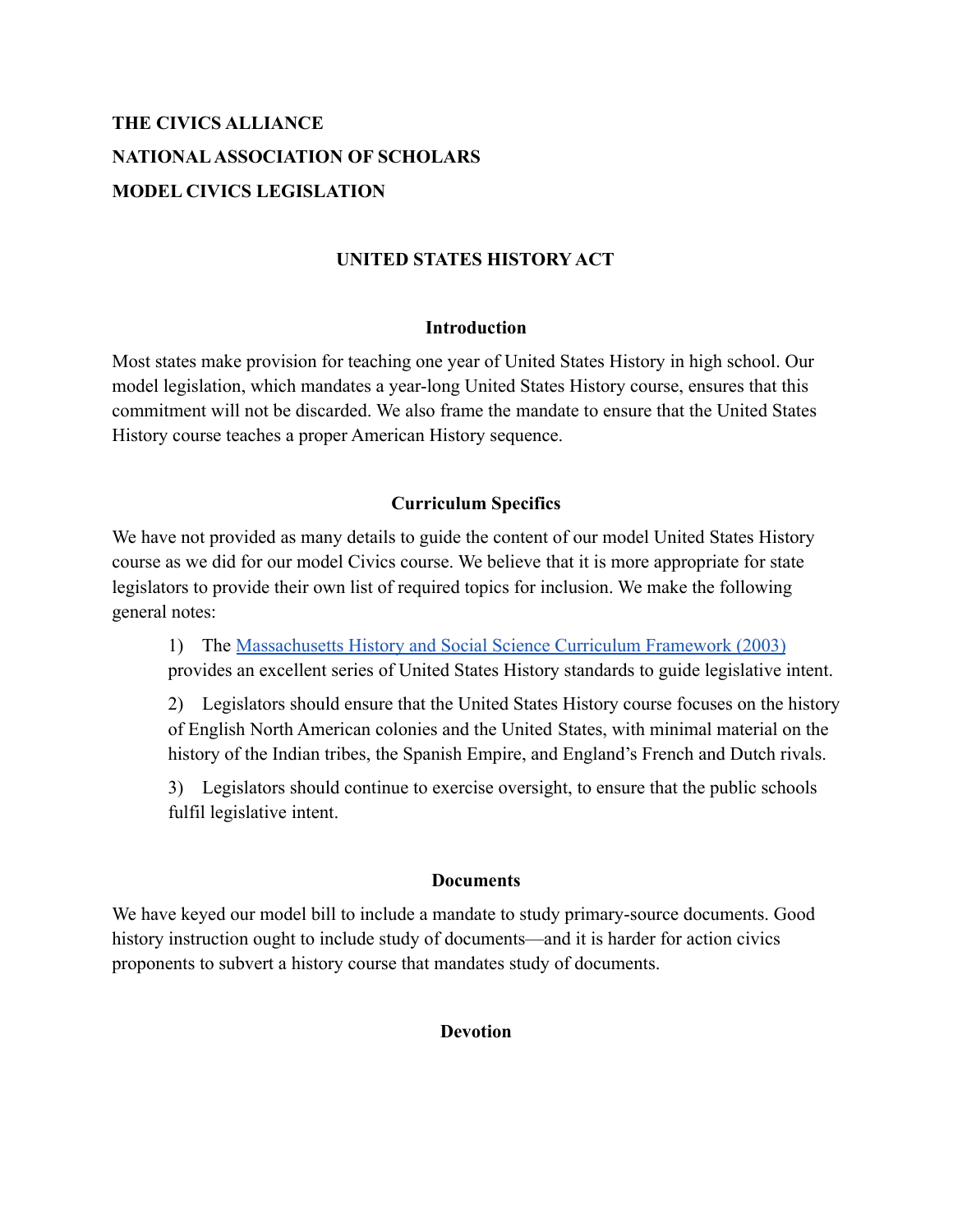**THE CIVICS ALLIANCE**

**NATIONAL ASSOCIATION OF SCHOLARS**

**MODEL CIVICS LEGISLATION**

# UNITED STATES HISTORY ACT

## Introduction

Most states make provision for teaching one year of United States History in high school. Our model legislation, which mandates a year-long United States History course, ensures that this commitment will not be discarded. We also frame the mandate to ensure that the United States History course teaches a proper American History sequence.

## Curriculum Specifics

We have not provided as many details to guide the content of our model United States History course as we did for our model Civics course. We believe that it is more appropriate for state legislators to provide their own list of required topics for inclusion. We make the following general notes:

1) The [Massachusetts History and Social Science Curriculum Framework (2003)] provides an excellent series of United States History standards to guide legislative intent.

2) Legislators should ensure that the United States History course focuses on the history of English North American colonies and the United States, with minimal material on the history of the Indian tribes, the Spanish Empire, and England's French and Dutch rivals.

3) Legislators should continue to exercise oversight, to ensure that the public schools fulfil legislative intent.

## Documents

We have keyed our model bill to include a mandate to study primary-source documents. Good history instruction ought to include study of documents—and it is harder for action civics proponents to subvert a history course that mandates study of documents.

## Devotion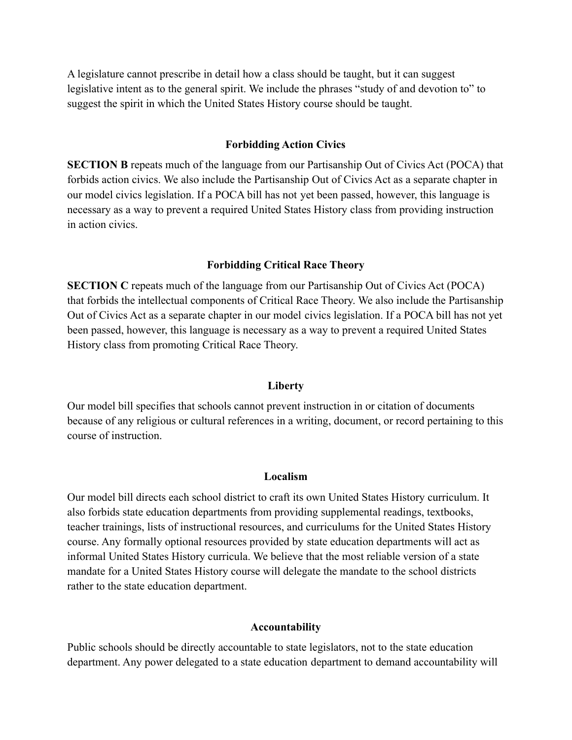A legislature cannot prescribe in detail how a class should be taught, but it can suggest legislative intent as to the general spirit. We include the phrases "study of and devotion to" to suggest the spirit in which the United States History course should be taught.

### Forbidding Action Civics

**SECTION B** repeats much of the language from our Partisanship Out of Civics Act (POCA) that forbids action civics. We also include the Partisanship Out of Civics Act as a separate chapter in our model civics legislation. If a POCA bill has not yet been passed, however, this language is necessary as a way to prevent a required United States History class from providing instruction in action civics.

### Forbidding Critical Race Theory

**SECTION C** repeats much of the language from our Partisanship Out of Civics Act (POCA) that forbids the intellectual components of Critical Race Theory. We also include the Partisanship Out of Civics Act as a separate chapter in our model civics legislation. If a POCA bill has not yet been passed, however, this language is necessary as a way to prevent a required United States History class from promoting Critical Race Theory.

### Liberty

Our model bill specifies that schools cannot prevent instruction in or citation of documents because of any religious or cultural references in a writing, document, or record pertaining to this course of instruction.

### Localism

Our model bill directs each school district to craft its own United States History curriculum. It also forbids state education departments from providing supplemental readings, textbooks, teacher trainings, lists of instructional resources, and curriculums for the United States History course. Any formally optional resources provided by state education departments will act as informal United States History curricula. We believe that the most reliable version of a state mandate for a United States History course will delegate the mandate to the school districts rather to the state education department.

### Accountability

Public schools should be directly accountable to state legislators, not to the state education department. Any power delegated to a state education department to demand accountability will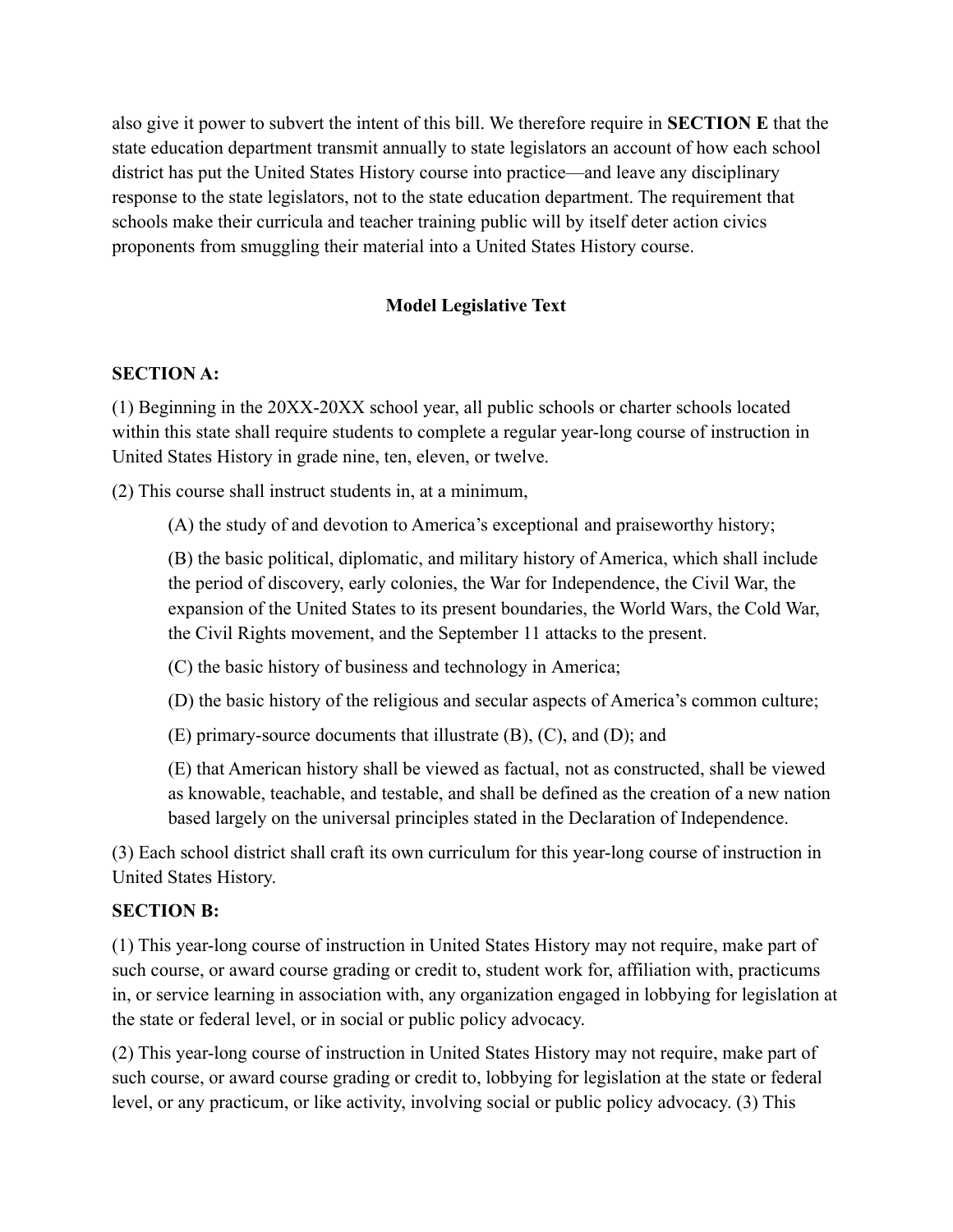also give it power to subvert the intent of this bill. We therefore require in **SECTION E** that the state education department transmit annually to state legislators an account of how each school district has put the United States History course into practice—and leave any disciplinary response to the state legislators, not to the state education department. The requirement that schools make their curricula and teacher training public will by itself deter action civics proponents from smuggling their material into a United States History course.

## Model Legislative Text

**SECTION A:**

(1) Beginning in the 20XX-20XX school year, all public schools or charter schools located within this state shall require students to complete a regular year-long course of instruction in United States History in grade nine, ten, eleven, or twelve.

(2) This course shall instruct students in, at a minimum,

> (A) the study of and devotion to America's exceptional and praiseworthy history;
>
> (B) the basic political, diplomatic, and military history of America, which shall include the period of discovery, early colonies, the War for Independence, the Civil War, the expansion of the United States to its present boundaries, the World Wars, the Cold War, the Civil Rights movement, and the September 11 attacks to the present.
>
> (C) the basic history of business and technology in America;
>
> (D) the basic history of the religious and secular aspects of America's common culture;
>
> (E) primary-source documents that illustrate (B), (C), and (D); and
>
> (E) that American history shall be viewed as factual, not as constructed, shall be viewed as knowable, teachable, and testable, and shall be defined as the creation of a new nation based largely on the universal principles stated in the Declaration of Independence.

(3) Each school district shall craft its own curriculum for this year-long course of instruction in United States History.

**SECTION B:**

(1) This year-long course of instruction in United States History may not require, make part of such course, or award course grading or credit to, student work for, affiliation with, practicums in, or service learning in association with, any organization engaged in lobbying for legislation at the state or federal level, or in social or public policy advocacy.

(2) This year-long course of instruction in United States History may not require, make part of such course, or award course grading or credit to, lobbying for legislation at the state or federal level, or any practicum, or like activity, involving social or public policy advocacy. (3) This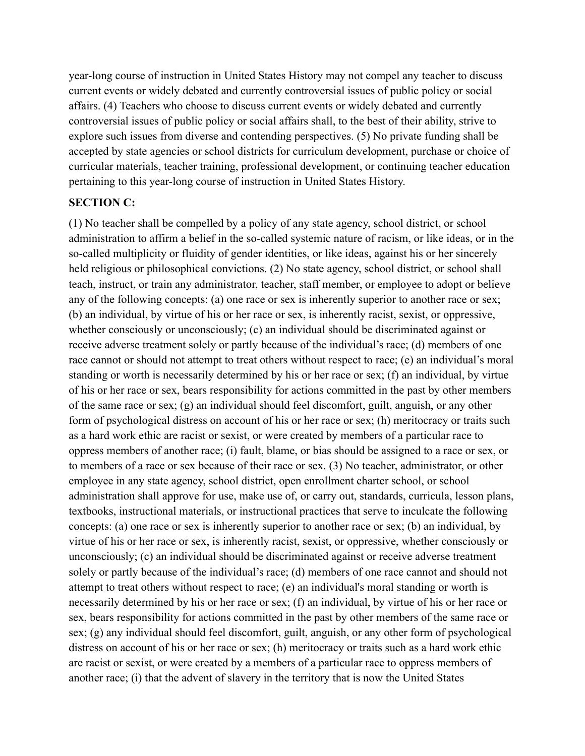year-long course of instruction in United States History may not compel any teacher to discuss current events or widely debated and currently controversial issues of public policy or social affairs. (4) Teachers who choose to discuss current events or widely debated and currently controversial issues of public policy or social affairs shall, to the best of their ability, strive to explore such issues from diverse and contending perspectives. (5) No private funding shall be accepted by state agencies or school districts for curriculum development, purchase or choice of curricular materials, teacher training, professional development, or continuing teacher education pertaining to this year-long course of instruction in United States History.

**SECTION C:**

(1) No teacher shall be compelled by a policy of any state agency, school district, or school administration to affirm a belief in the so-called systemic nature of racism, or like ideas, or in the so-called multiplicity or fluidity of gender identities, or like ideas, against his or her sincerely held religious or philosophical convictions. (2) No state agency, school district, or school shall teach, instruct, or train any administrator, teacher, staff member, or employee to adopt or believe any of the following concepts: (a) one race or sex is inherently superior to another race or sex; (b) an individual, by virtue of his or her race or sex, is inherently racist, sexist, or oppressive, whether consciously or unconsciously; (c) an individual should be discriminated against or receive adverse treatment solely or partly because of the individual's race; (d) members of one race cannot or should not attempt to treat others without respect to race; (e) an individual's moral standing or worth is necessarily determined by his or her race or sex; (f) an individual, by virtue of his or her race or sex, bears responsibility for actions committed in the past by other members of the same race or sex; (g) an individual should feel discomfort, guilt, anguish, or any other form of psychological distress on account of his or her race or sex; (h) meritocracy or traits such as a hard work ethic are racist or sexist, or were created by members of a particular race to oppress members of another race; (i) fault, blame, or bias should be assigned to a race or sex, or to members of a race or sex because of their race or sex. (3) No teacher, administrator, or other employee in any state agency, school district, open enrollment charter school, or school administration shall approve for use, make use of, or carry out, standards, curricula, lesson plans, textbooks, instructional materials, or instructional practices that serve to inculcate the following concepts: (a) one race or sex is inherently superior to another race or sex; (b) an individual, by virtue of his or her race or sex, is inherently racist, sexist, or oppressive, whether consciously or unconsciously; (c) an individual should be discriminated against or receive adverse treatment solely or partly because of the individual's race; (d) members of one race cannot and should not attempt to treat others without respect to race; (e) an individual's moral standing or worth is necessarily determined by his or her race or sex; (f) an individual, by virtue of his or her race or sex, bears responsibility for actions committed in the past by other members of the same race or sex; (g) any individual should feel discomfort, guilt, anguish, or any other form of psychological distress on account of his or her race or sex; (h) meritocracy or traits such as a hard work ethic are racist or sexist, or were created by a members of a particular race to oppress members of another race; (i) that the advent of slavery in the territory that is now the United States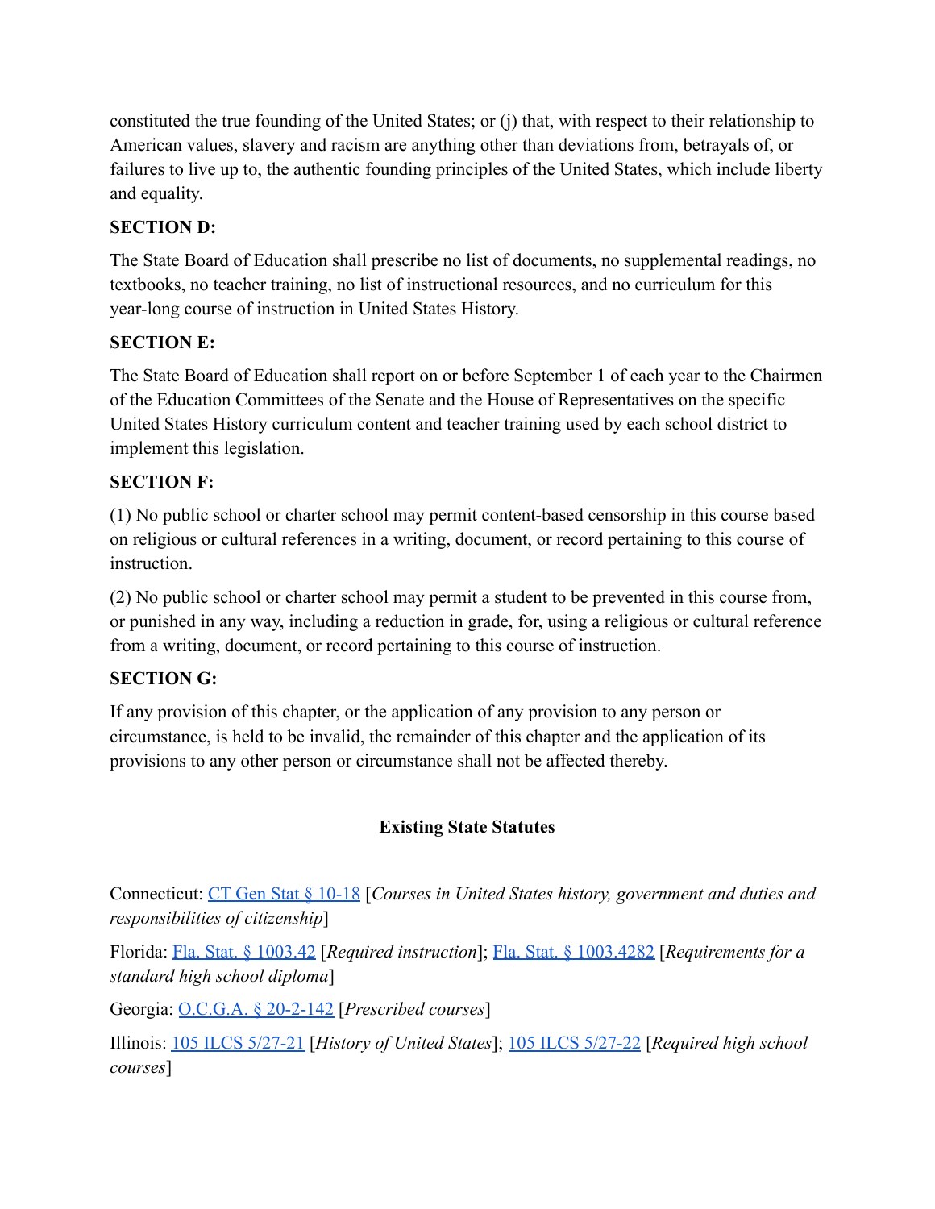constituted the true founding of the United States; or (j) that, with respect to their relationship to American values, slavery and racism are anything other than deviations from, betrayals of, or failures to live up to, the authentic founding principles of the United States, which include liberty and equality.

**SECTION D:**

The State Board of Education shall prescribe no list of documents, no supplemental readings, no textbooks, no teacher training, no list of instructional resources, and no curriculum for this year-long course of instruction in United States History.

**SECTION E:**

The State Board of Education shall report on or before September 1 of each year to the Chairmen of the Education Committees of the Senate and the House of Representatives on the specific United States History curriculum content and teacher training used by each school district to implement this legislation.

**SECTION F:**

(1) No public school or charter school may permit content-based censorship in this course based on religious or cultural references in a writing, document, or record pertaining to this course of instruction.

(2) No public school or charter school may permit a student to be prevented in this course from, or punished in any way, including a reduction in grade, for, using a religious or cultural reference from a writing, document, or record pertaining to this course of instruction.

**SECTION G:**

If any provision of this chapter, or the application of any provision to any person or circumstance, is held to be invalid, the remainder of this chapter and the application of its provisions to any other person or circumstance shall not be affected thereby.

## Existing State Statutes

Connecticut: CT Gen Stat § 10-18 [*Courses in United States history, government and duties and responsibilities of citizenship*]

Florida: Fla. Stat. § 1003.42 [*Required instruction*]; Fla. Stat. § 1003.4282 [*Requirements for a standard high school diploma*]

Georgia: O.C.G.A. § 20-2-142 [*Prescribed courses*]

Illinois: 105 ILCS 5/27-21 [*History of United States*]; 105 ILCS 5/27-22 [*Required high school courses*]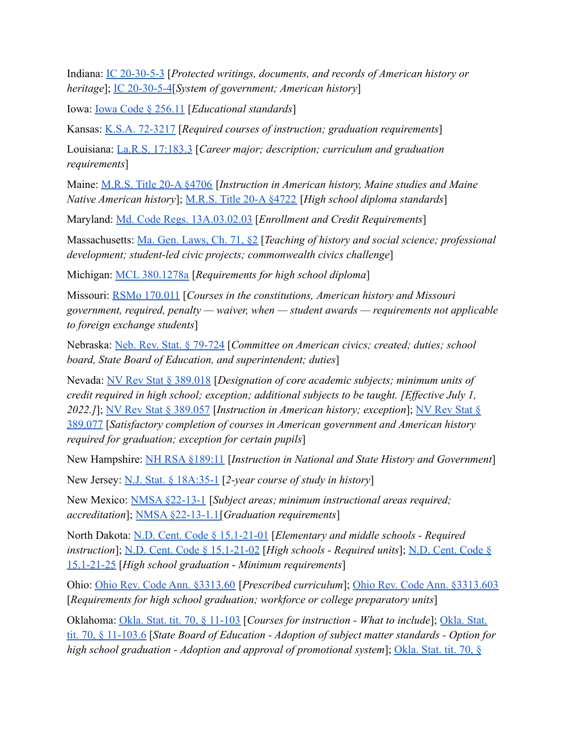Indiana: IC 20-30-5-3 [*Protected writings, documents, and records of American history or heritage*]; IC 20-30-5-4[*System of government; American history*]

Iowa: Iowa Code § 256.11 [*Educational standards*]

Kansas: K.S.A. 72-3217 [*Required courses of instruction; graduation requirements*]

Louisiana: La.R.S. 17:183.3 [*Career major; description; curriculum and graduation requirements*]

Maine: M.R.S. Title 20-A §4706 [*Instruction in American history, Maine studies and Maine Native American history*]; M.R.S. Title 20-A §4722 [*High school diploma standards*]

Maryland: Md. Code Regs. 13A.03.02.03 [*Enrollment and Credit Requirements*]

Massachusetts: Ma. Gen. Laws, Ch. 71, §2 [*Teaching of history and social science; professional development; student-led civic projects; commonwealth civics challenge*]

Michigan: MCL 380.1278a [*Requirements for high school diploma*]

Missouri: RSMo 170.011 [*Courses in the constitutions, American history and Missouri government, required, penalty — waiver, when — student awards — requirements not applicable to foreign exchange students*]

Nebraska: Neb. Rev. Stat. § 79-724 [*Committee on American civics; created; duties; school board, State Board of Education, and superintendent; duties*]

Nevada: NV Rev Stat § 389.018 [*Designation of core academic subjects; minimum units of credit required in high school; exception; additional subjects to be taught. [Effective July 1, 2022.]*]; NV Rev Stat § 389.057 [*Instruction in American history; exception*]; NV Rev Stat § 389.077 [*Satisfactory completion of courses in American government and American history required for graduation; exception for certain pupils*]

New Hampshire: NH RSA §189:11 [*Instruction in National and State History and Government*]

New Jersey: N.J. Stat. § 18A:35-1 [*2-year course of study in history*]

New Mexico: NMSA §22-13-1 [*Subject areas; minimum instructional areas required; accreditation*]; NMSA §22-13-1.1[*Graduation requirements*]

North Dakota: N.D. Cent. Code § 15.1-21-01 [*Elementary and middle schools - Required instruction*]; N.D. Cent. Code § 15.1-21-02 [*High schools - Required units*]; N.D. Cent. Code § 15.1-21-25 [*High school graduation - Minimum requirements*]

Ohio: Ohio Rev. Code Ann. §3313.60 [*Prescribed curriculum*]; Ohio Rev. Code Ann. §3313.603 [*Requirements for high school graduation; workforce or college preparatory units*]

Oklahoma: Okla. Stat. tit. 70, § 11-103 [*Courses for instruction - What to include*]; Okla. Stat. tit. 70, § 11-103.6 [*State Board of Education - Adoption of subject matter standards - Option for high school graduation - Adoption and approval of promotional system*]; Okla. Stat. tit. 70, §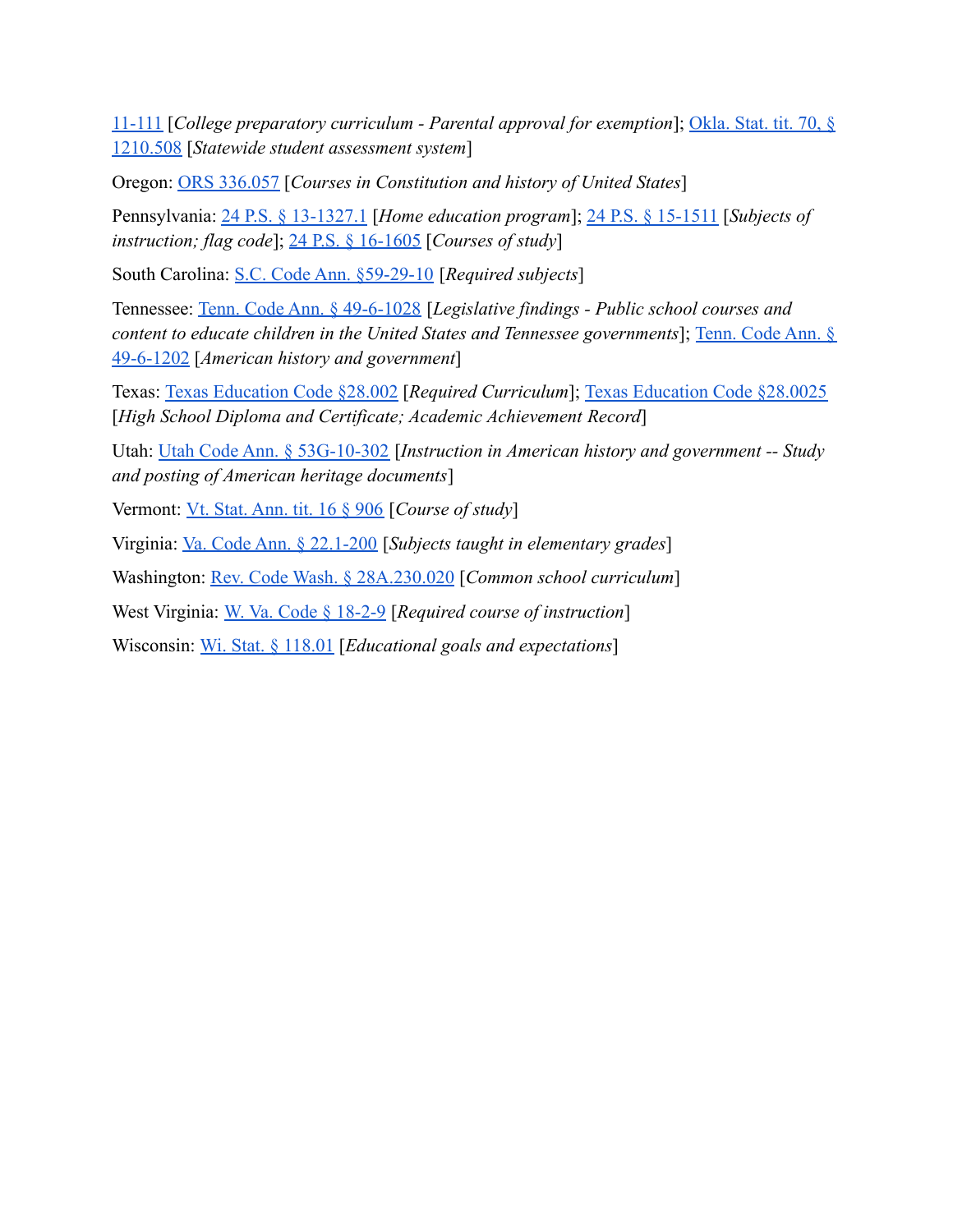11-111 [*College preparatory curriculum - Parental approval for exemption*]; Okla. Stat. tit. 70, § 1210.508 [*Statewide student assessment system*]

Oregon: ORS 336.057 [*Courses in Constitution and history of United States*]

Pennsylvania: 24 P.S. § 13-1327.1 [*Home education program*]; 24 P.S. § 15-1511 [*Subjects of instruction; flag code*]; 24 P.S. § 16-1605 [*Courses of study*]

South Carolina: S.C. Code Ann. §59-29-10 [*Required subjects*]

Tennessee: Tenn. Code Ann. § 49-6-1028 [*Legislative findings - Public school courses and content to educate children in the United States and Tennessee governments*]; Tenn. Code Ann. § 49-6-1202 [*American history and government*]

Texas: Texas Education Code §28.002 [*Required Curriculum*]; Texas Education Code §28.0025 [*High School Diploma and Certificate; Academic Achievement Record*]

Utah: Utah Code Ann. § 53G-10-302 [*Instruction in American history and government -- Study and posting of American heritage documents*]

Vermont: Vt. Stat. Ann. tit. 16 § 906 [*Course of study*]

Virginia: Va. Code Ann. § 22.1-200 [*Subjects taught in elementary grades*]

Washington: Rev. Code Wash. § 28A.230.020 [*Common school curriculum*]

West Virginia: W. Va. Code § 18-2-9 [*Required course of instruction*]

Wisconsin: Wi. Stat. § 118.01 [*Educational goals and expectations*]